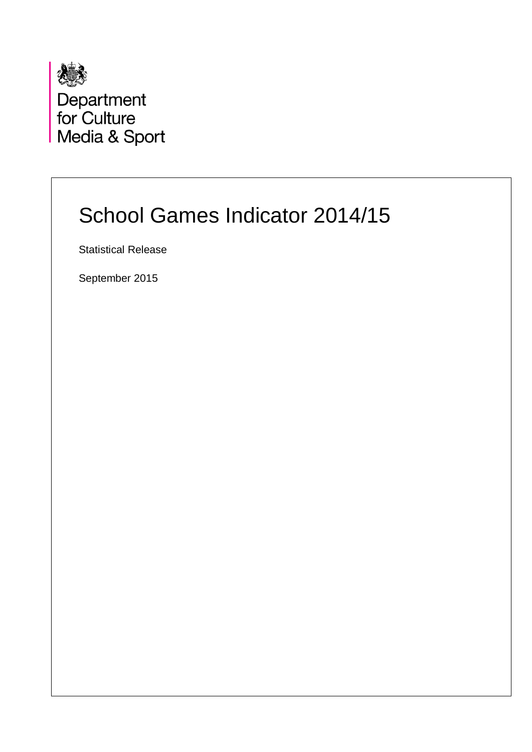Department
for Culture
Media & Sport

# School Games Indicator 2014/15

Statistical Release

September 2015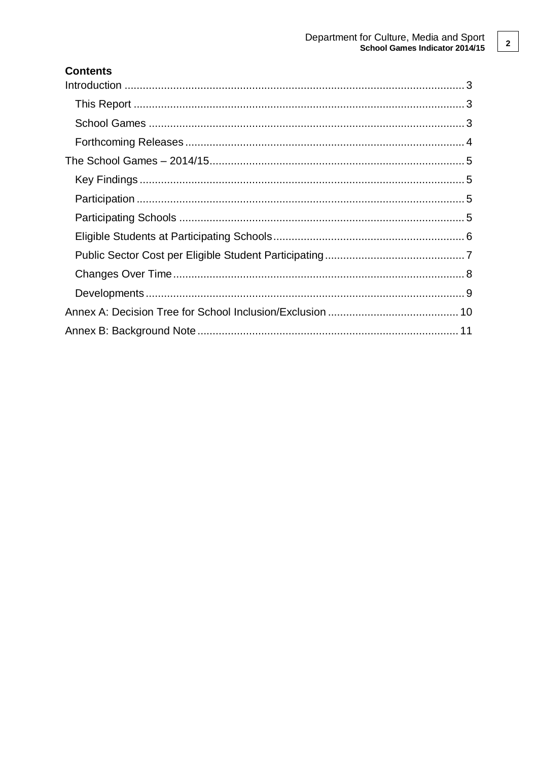## Contents

- Introduction ........ 3
  - This Report ........ 3
  - School Games ........ 3
  - Forthcoming Releases ........ 4
- The School Games – 2014/15 ........ 5
  - Key Findings ........ 5
  - Participation ........ 5
  - Participating Schools ........ 5
  - Eligible Students at Participating Schools ........ 6
  - Public Sector Cost per Eligible Student Participating ........ 7
  - Changes Over Time ........ 8
  - Developments ........ 9
- Annex A: Decision Tree for School Inclusion/Exclusion ........ 10
- Annex B: Background Note ........ 11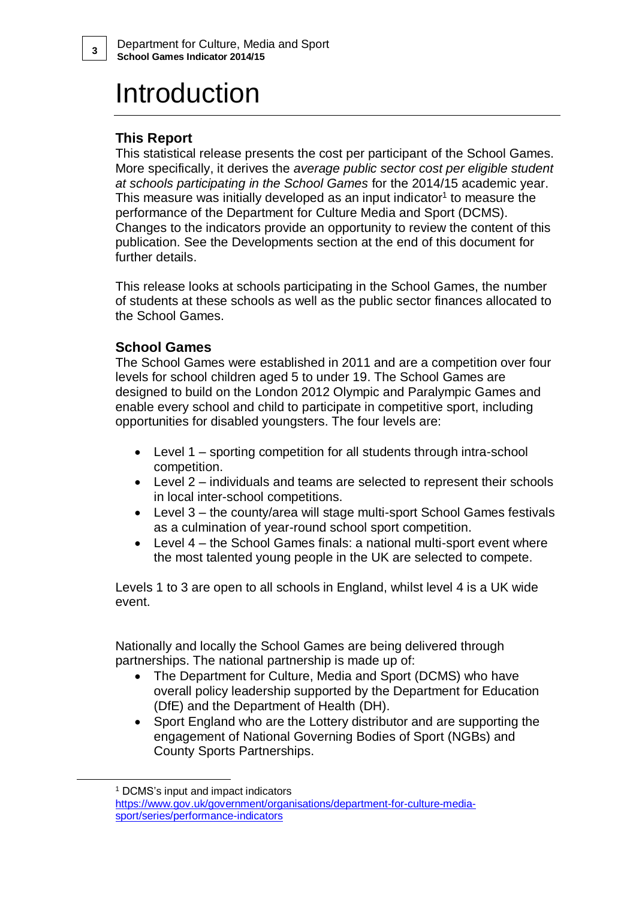# Introduction

### This Report

This statistical release presents the cost per participant of the School Games. More specifically, it derives the *average public sector cost per eligible student at schools participating in the School Games* for the 2014/15 academic year. This measure was initially developed as an input indicator[1] to measure the performance of the Department for Culture Media and Sport (DCMS). Changes to the indicators provide an opportunity to review the content of this publication. See the Developments section at the end of this document for further details.

This release looks at schools participating in the School Games, the number of students at these schools as well as the public sector finances allocated to the School Games.

### School Games

The School Games were established in 2011 and are a competition over four levels for school children aged 5 to under 19. The School Games are designed to build on the London 2012 Olympic and Paralympic Games and enable every school and child to participate in competitive sport, including opportunities for disabled youngsters. The four levels are:

- Level 1 – sporting competition for all students through intra-school competition.
- Level 2 – individuals and teams are selected to represent their schools in local inter-school competitions.
- Level 3 – the county/area will stage multi-sport School Games festivals as a culmination of year-round school sport competition.
- Level 4 – the School Games finals: a national multi-sport event where the most talented young people in the UK are selected to compete.

Levels 1 to 3 are open to all schools in England, whilst level 4 is a UK wide event.

Nationally and locally the School Games are being delivered through partnerships. The national partnership is made up of:

- The Department for Culture, Media and Sport (DCMS) who have overall policy leadership supported by the Department for Education (DfE) and the Department of Health (DH).
- Sport England who are the Lottery distributor and are supporting the engagement of National Governing Bodies of Sport (NGBs) and County Sports Partnerships.

---

[1] DCMS's input and impact indicators https://www.gov.uk/government/organisations/department-for-culture-media-sport/series/performance-indicators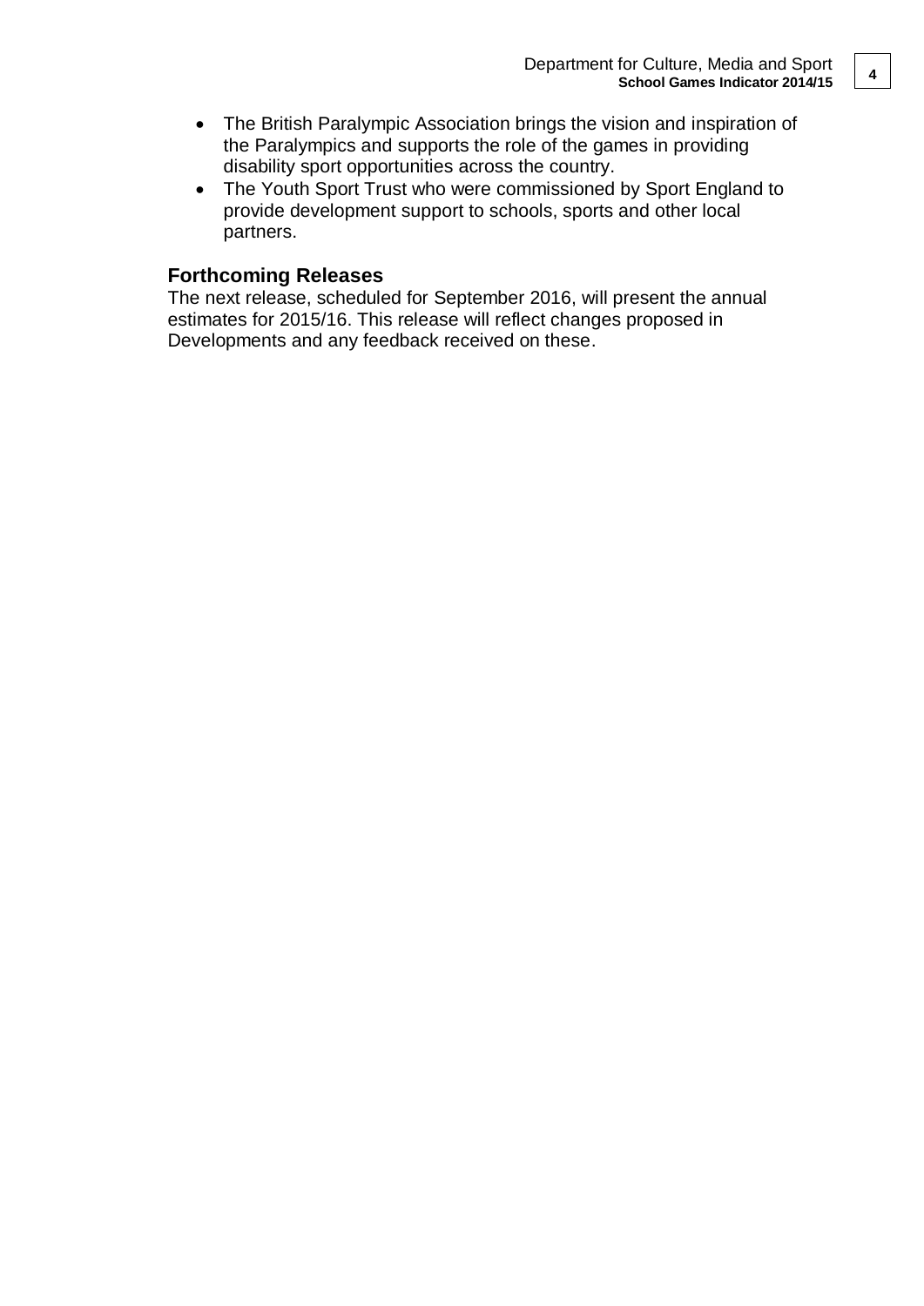- The British Paralympic Association brings the vision and inspiration of the Paralympics and supports the role of the games in providing disability sport opportunities across the country.
- The Youth Sport Trust who were commissioned by Sport England to provide development support to schools, sports and other local partners.

## Forthcoming Releases

The next release, scheduled for September 2016, will present the annual estimates for 2015/16. This release will reflect changes proposed in Developments and any feedback received on these.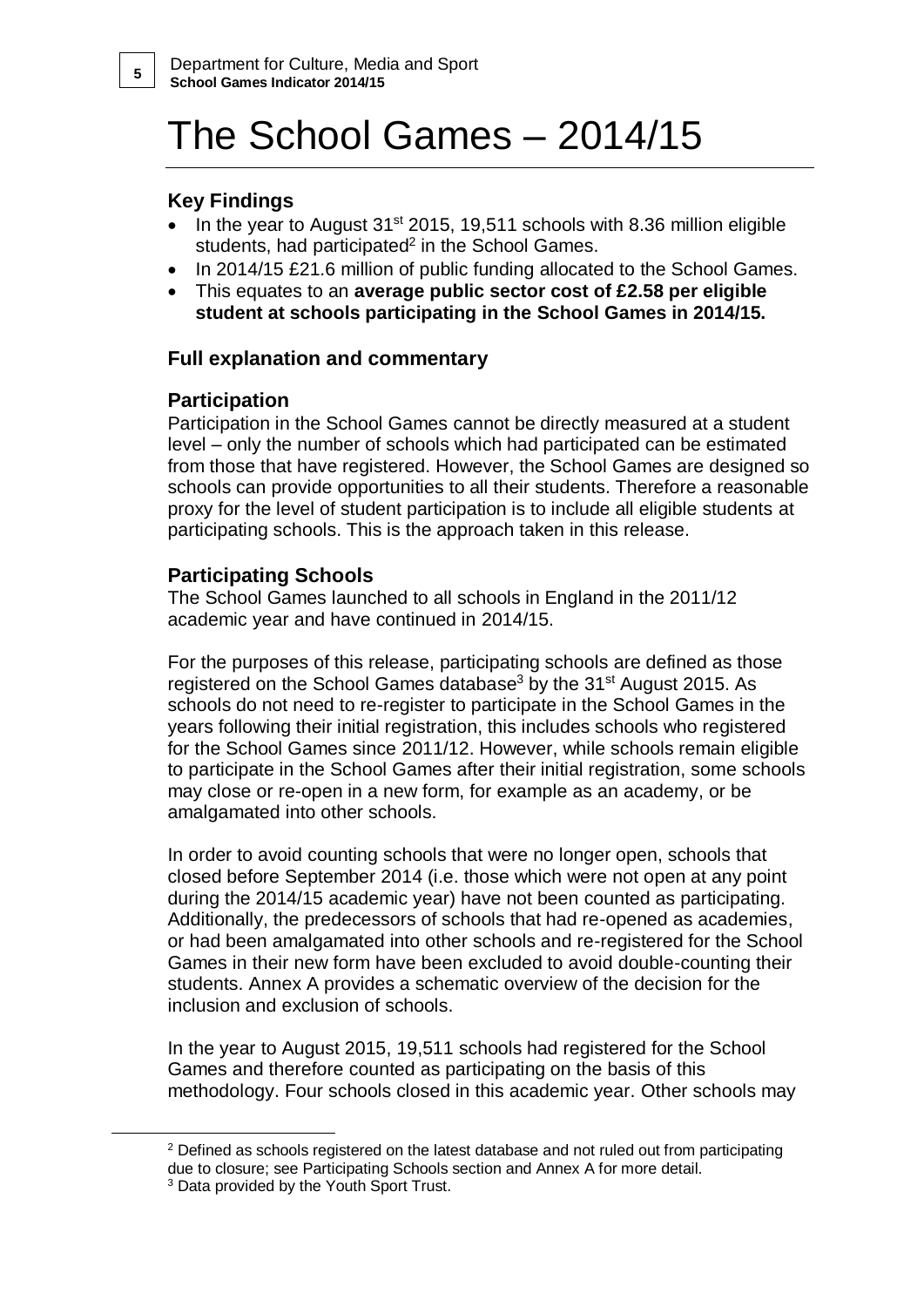# The School Games – 2014/15

### Key Findings

- In the year to August 31st 2015, 19,511 schools with 8.36 million eligible students, had participated[2] in the School Games.
- In 2014/15 £21.6 million of public funding allocated to the School Games.
- This equates to an **average public sector cost of £2.58 per eligible student at schools participating in the School Games in 2014/15.**

### Full explanation and commentary

### Participation

Participation in the School Games cannot be directly measured at a student level – only the number of schools which had participated can be estimated from those that have registered. However, the School Games are designed so schools can provide opportunities to all their students. Therefore a reasonable proxy for the level of student participation is to include all eligible students at participating schools. This is the approach taken in this release.

### Participating Schools

The School Games launched to all schools in England in the 2011/12 academic year and have continued in 2014/15.

For the purposes of this release, participating schools are defined as those registered on the School Games database[3] by the 31st August 2015. As schools do not need to re-register to participate in the School Games in the years following their initial registration, this includes schools who registered for the School Games since 2011/12. However, while schools remain eligible to participate in the School Games after their initial registration, some schools may close or re-open in a new form, for example as an academy, or be amalgamated into other schools.

In order to avoid counting schools that were no longer open, schools that closed before September 2014 (i.e. those which were not open at any point during the 2014/15 academic year) have not been counted as participating. Additionally, the predecessors of schools that had re-opened as academies, or had been amalgamated into other schools and re-registered for the School Games in their new form have been excluded to avoid double-counting their students. Annex A provides a schematic overview of the decision for the inclusion and exclusion of schools.

In the year to August 2015, 19,511 schools had registered for the School Games and therefore counted as participating on the basis of this methodology. Four schools closed in this academic year. Other schools may

---

[2] Defined as schools registered on the latest database and not ruled out from participating due to closure; see Participating Schools section and Annex A for more detail.

[3] Data provided by the Youth Sport Trust.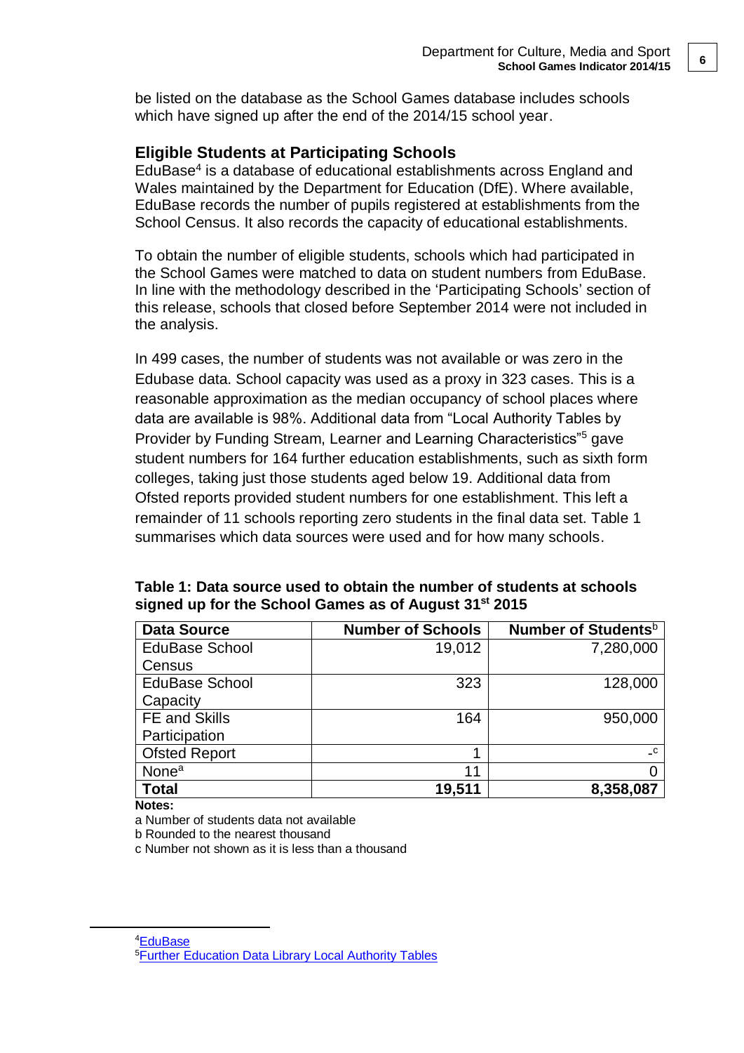be listed on the database as the School Games database includes schools which have signed up after the end of the 2014/15 school year.

## Eligible Students at Participating Schools

EduBase[4] is a database of educational establishments across England and Wales maintained by the Department for Education (DfE). Where available, EduBase records the number of pupils registered at establishments from the School Census. It also records the capacity of educational establishments.

To obtain the number of eligible students, schools which had participated in the School Games were matched to data on student numbers from EduBase. In line with the methodology described in the 'Participating Schools' section of this release, schools that closed before September 2014 were not included in the analysis.

In 499 cases, the number of students was not available or was zero in the Edubase data. School capacity was used as a proxy in 323 cases. This is a reasonable approximation as the median occupancy of school places where data are available is 98%. Additional data from "Local Authority Tables by Provider by Funding Stream, Learner and Learning Characteristics"[5] gave student numbers for 164 further education establishments, such as sixth form colleges, taking just those students aged below 19. Additional data from Ofsted reports provided student numbers for one establishment. This left a remainder of 11 schools reporting zero students in the final data set. Table 1 summarises which data sources were used and for how many schools.

**Table 1: Data source used to obtain the number of students at schools signed up for the School Games as of August 31st 2015**

| Data Source | Number of Schools | Number of Students[b] |
|---|---|---|
| EduBase School Census | 19,012 | 7,280,000 |
| EduBase School Capacity | 323 | 128,000 |
| FE and Skills Participation | 164 | 950,000 |
| Ofsted Report | 1 | -[c] |
| None[a] | 11 | 0 |
| **Total** | **19,511** | **8,358,087** |

**Notes:**

a Number of students data not available

b Rounded to the nearest thousand

c Number not shown as it is less than a thousand

[4] EduBase

[5] Further Education Data Library Local Authority Tables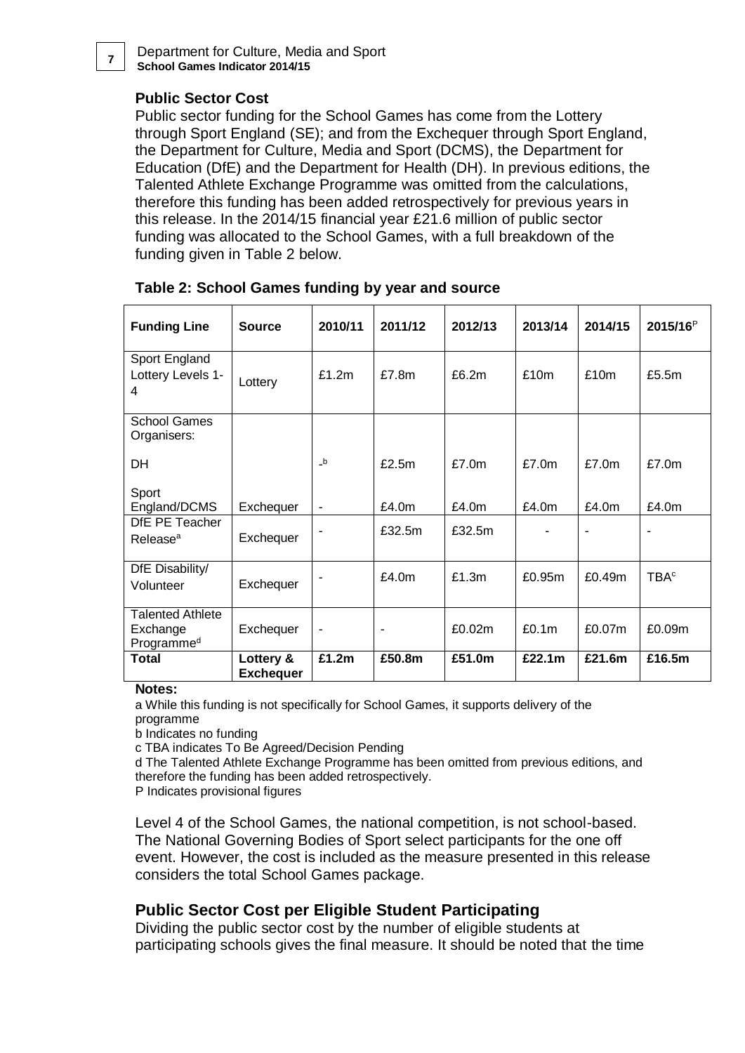### Public Sector Cost

Public sector funding for the School Games has come from the Lottery through Sport England (SE); and from the Exchequer through Sport England, the Department for Culture, Media and Sport (DCMS), the Department for Education (DfE) and the Department for Health (DH). In previous editions, the Talented Athlete Exchange Programme was omitted from the calculations, therefore this funding has been added retrospectively for previous years in this release. In the 2014/15 financial year £21.6 million of public sector funding was allocated to the School Games, with a full breakdown of the funding given in Table 2 below.

**Table 2: School Games funding by year and source**

| Funding Line | Source | 2010/11 | 2011/12 | 2012/13 | 2013/14 | 2014/15 | 2015/16[P] |
|---|---|---|---|---|---|---|---|
| Sport England Lottery Levels 1-4 | Lottery | £1.2m | £7.8m | £6.2m | £10m | £10m | £5.5m |
| School Games Organisers: | | | | | | | |
| DH | | -[b] | £2.5m | £7.0m | £7.0m | £7.0m | £7.0m |
| Sport England/DCMS | Exchequer | - | £4.0m | £4.0m | £4.0m | £4.0m | £4.0m |
| DfE PE Teacher Release[a] | Exchequer | - | £32.5m | £32.5m | - | - | - |
| DfE Disability/ Volunteer | Exchequer | - | £4.0m | £1.3m | £0.95m | £0.49m | TBA[c] |
| Talented Athlete Exchange Programme[d] | Exchequer | - | - | £0.02m | £0.1m | £0.07m | £0.09m |
| **Total** | **Lottery & Exchequer** | **£1.2m** | **£50.8m** | **£51.0m** | **£22.1m** | **£21.6m** | **£16.5m** |

**Notes:**

a While this funding is not specifically for School Games, it supports delivery of the programme

b Indicates no funding

c TBA indicates To Be Agreed/Decision Pending

d The Talented Athlete Exchange Programme has been omitted from previous editions, and therefore the funding has been added retrospectively.

P Indicates provisional figures

Level 4 of the School Games, the national competition, is not school-based. The National Governing Bodies of Sport select participants for the one off event. However, the cost is included as the measure presented in this release considers the total School Games package.

### Public Sector Cost per Eligible Student Participating

Dividing the public sector cost by the number of eligible students at participating schools gives the final measure. It should be noted that the time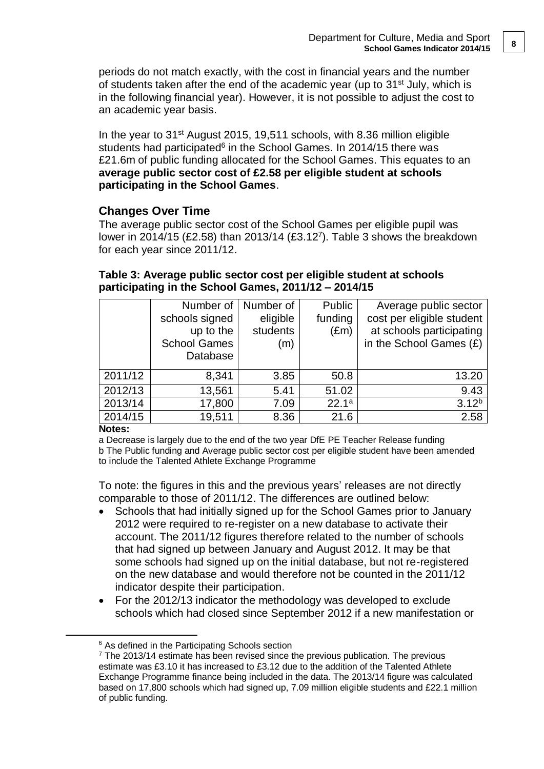periods do not match exactly, with the cost in financial years and the number of students taken after the end of the academic year (up to 31st July, which is in the following financial year). However, it is not possible to adjust the cost to an academic year basis.

In the year to 31st August 2015, 19,511 schools, with 8.36 million eligible students had participated[6] in the School Games. In 2014/15 there was £21.6m of public funding allocated for the School Games. This equates to an **average public sector cost of £2.58 per eligible student at schools participating in the School Games**.

## Changes Over Time

The average public sector cost of the School Games per eligible pupil was lower in 2014/15 (£2.58) than 2013/14 (£3.12[7]). Table 3 shows the breakdown for each year since 2011/12.

**Table 3: Average public sector cost per eligible student at schools participating in the School Games, 2011/12 – 2014/15**

| | Number of schools signed up to the School Games Database | Number of eligible students (m) | Public funding (£m) | Average public sector cost per eligible student at schools participating in the School Games (£) |
|---|---|---|---|---|
| 2011/12 | 8,341 | 3.85 | 50.8 | 13.20 |
| 2012/13 | 13,561 | 5.41 | 51.02 | 9.43 |
| 2013/14 | 17,800 | 7.09 | 22.1[a] | 3.12[b] |
| 2014/15 | 19,511 | 8.36 | 21.6 | 2.58 |

**Notes:**

a Decrease is largely due to the end of the two year DfE PE Teacher Release funding
b The Public funding and Average public sector cost per eligible student have been amended to include the Talented Athlete Exchange Programme

To note: the figures in this and the previous years' releases are not directly comparable to those of 2011/12. The differences are outlined below:

- Schools that had initially signed up for the School Games prior to January 2012 were required to re-register on a new database to activate their account. The 2011/12 figures therefore related to the number of schools that had signed up between January and August 2012. It may be that some schools had signed up on the initial database, but not re-registered on the new database and would therefore not be counted in the 2011/12 indicator despite their participation.
- For the 2012/13 indicator the methodology was developed to exclude schools which had closed since September 2012 if a new manifestation or

[6] As defined in the Participating Schools section

[7] The 2013/14 estimate has been revised since the previous publication. The previous estimate was £3.10 it has increased to £3.12 due to the addition of the Talented Athlete Exchange Programme finance being included in the data. The 2013/14 figure was calculated based on 17,800 schools which had signed up, 7.09 million eligible students and £22.1 million of public funding.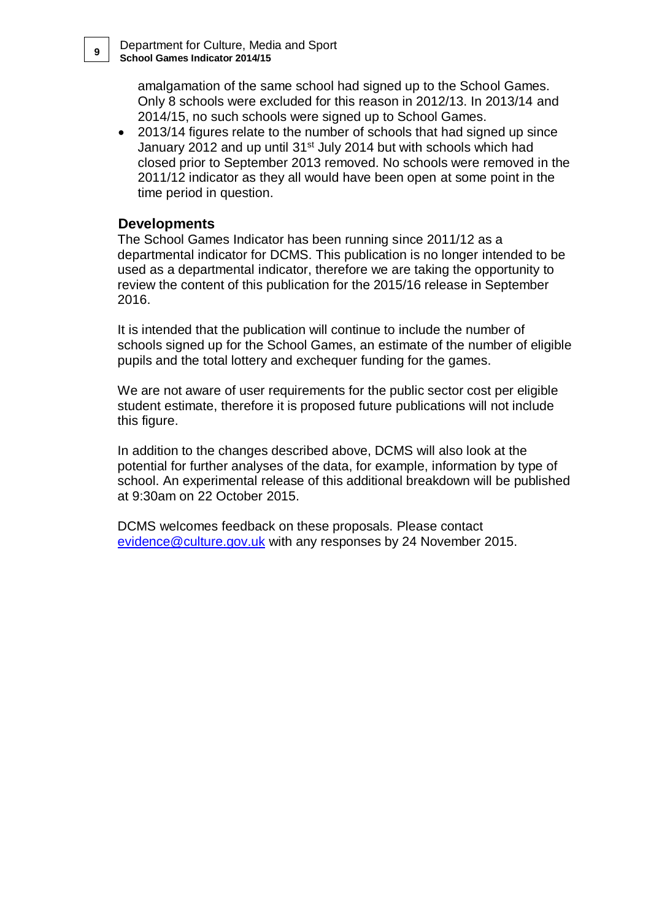amalgamation of the same school had signed up to the School Games. Only 8 schools were excluded for this reason in 2012/13. In 2013/14 and 2014/15, no such schools were signed up to School Games.

- 2013/14 figures relate to the number of schools that had signed up since January 2012 and up until 31st July 2014 but with schools which had closed prior to September 2013 removed. No schools were removed in the 2011/12 indicator as they all would have been open at some point in the time period in question.

## Developments

The School Games Indicator has been running since 2011/12 as a departmental indicator for DCMS. This publication is no longer intended to be used as a departmental indicator, therefore we are taking the opportunity to review the content of this publication for the 2015/16 release in September 2016.

It is intended that the publication will continue to include the number of schools signed up for the School Games, an estimate of the number of eligible pupils and the total lottery and exchequer funding for the games.

We are not aware of user requirements for the public sector cost per eligible student estimate, therefore it is proposed future publications will not include this figure.

In addition to the changes described above, DCMS will also look at the potential for further analyses of the data, for example, information by type of school. An experimental release of this additional breakdown will be published at 9:30am on 22 October 2015.

DCMS welcomes feedback on these proposals. Please contact [evidence@culture.gov.uk](mailto:evidence@culture.gov.uk) with any responses by 24 November 2015.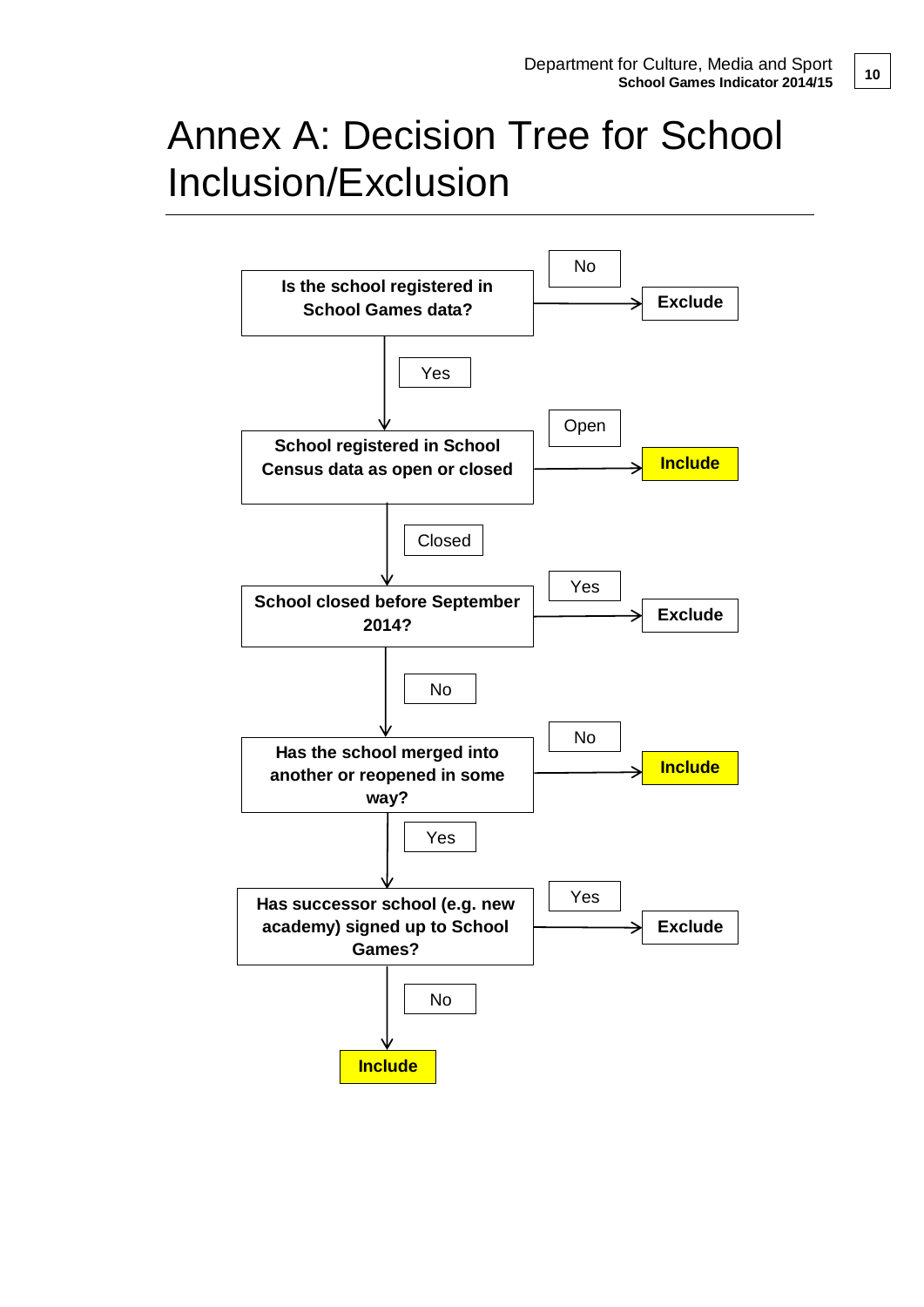# Annex A: Decision Tree for School Inclusion/Exclusion

**Is the school registered in School Games data?**

- No → **Exclude**
- Yes ↓

**School registered in School Census data as open or closed**

- Open → **Include**
- Closed ↓

**School closed before September 2014?**

- Yes → **Exclude**
- No ↓

**Has the school merged into another or reopened in some way?**

- No → **Include**
- Yes ↓

**Has successor school (e.g. new academy) signed up to School Games?**

- Yes → **Exclude**
- No ↓

**Include**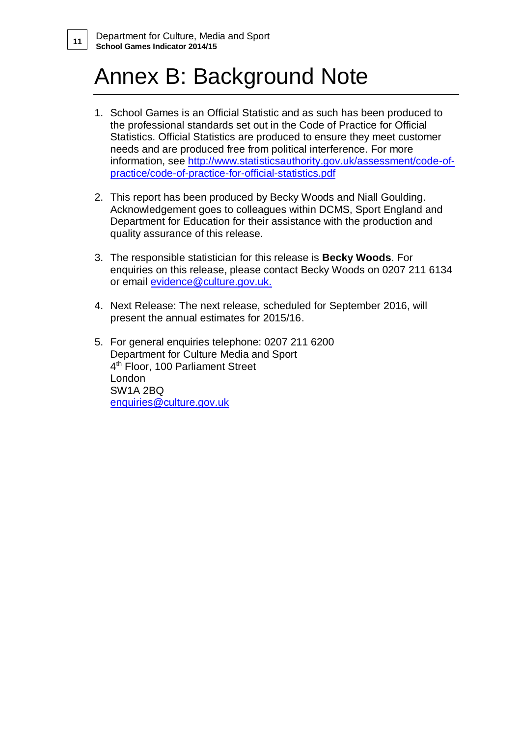# Annex B: Background Note

1. School Games is an Official Statistic and as such has been produced to the professional standards set out in the Code of Practice for Official Statistics. Official Statistics are produced to ensure they meet customer needs and are produced free from political interference. For more information, see http://www.statisticsauthority.gov.uk/assessment/code-of-practice/code-of-practice-for-official-statistics.pdf

2. This report has been produced by Becky Woods and Niall Goulding. Acknowledgement goes to colleagues within DCMS, Sport England and Department for Education for their assistance with the production and quality assurance of this release.

3. The responsible statistician for this release is **Becky Woods**. For enquiries on this release, please contact Becky Woods on 0207 211 6134 or email evidence@culture.gov.uk.

4. Next Release: The next release, scheduled for September 2016, will present the annual estimates for 2015/16.

5. For general enquiries telephone: 0207 211 6200
   Department for Culture Media and Sport
   4th Floor, 100 Parliament Street
   London
   SW1A 2BQ
   enquiries@culture.gov.uk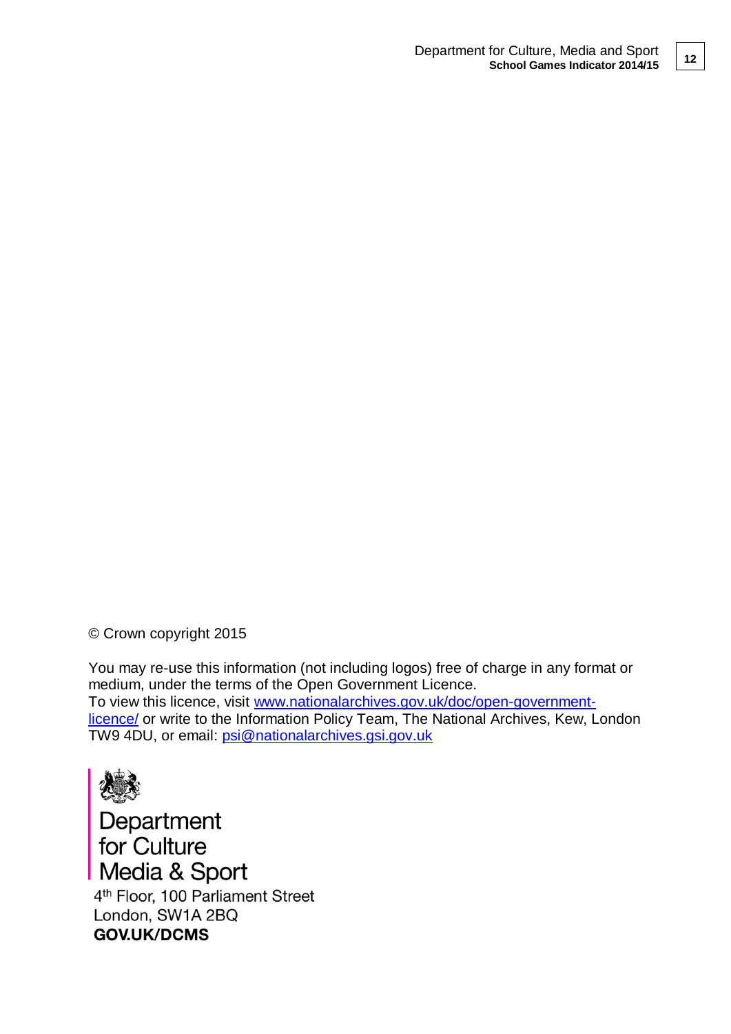© Crown copyright 2015

You may re-use this information (not including logos) free of charge in any format or medium, under the terms of the Open Government Licence.
To view this licence, visit [www.nationalarchives.gov.uk/doc/open-government-licence/](http://www.nationalarchives.gov.uk/doc/open-government-licence/) or write to the Information Policy Team, The National Archives, Kew, London TW9 4DU, or email: [psi@nationalarchives.gsi.gov.uk](mailto:psi@nationalarchives.gsi.gov.uk)

Department
for Culture
Media & Sport

4th Floor, 100 Parliament Street
London, SW1A 2BQ
**GOV.UK/DCMS**